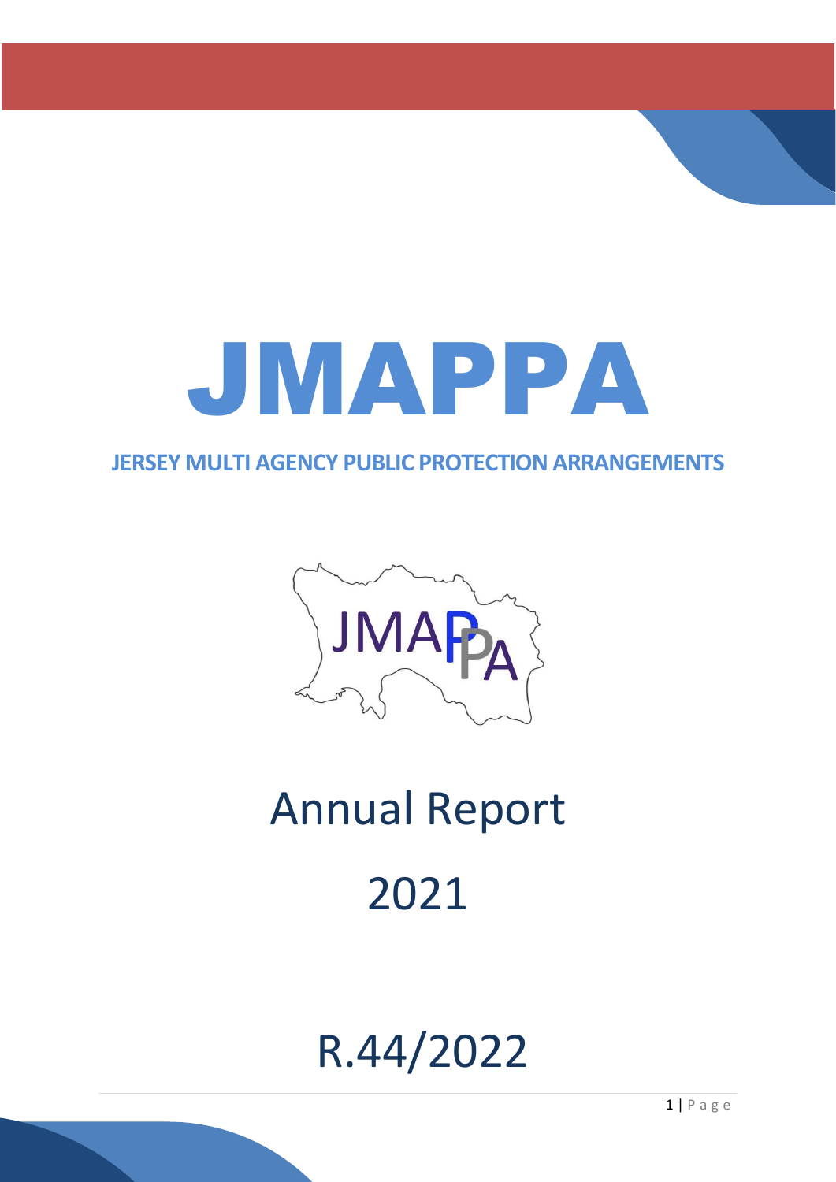# JMAPPA

**JERSEY MULTI AGENCY PUBLIC PROTECTION ARRANGEMENTS**

JMAPPA

## Annual Report

## 2021

## R.44/2022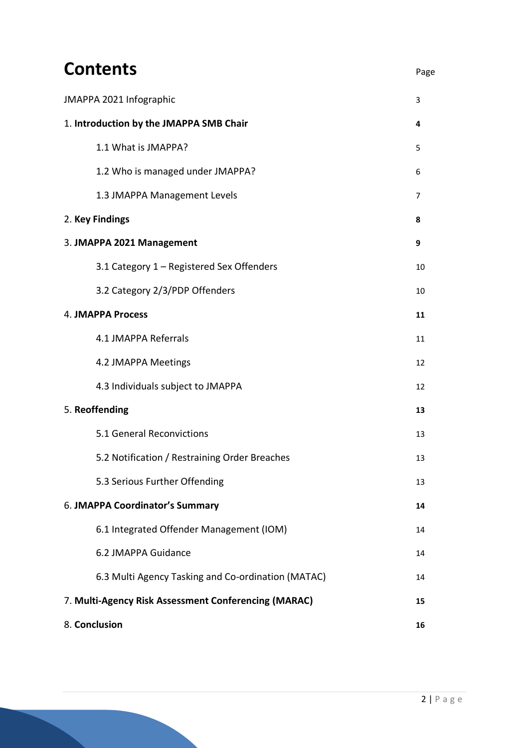# Contents

| | Page |
|---|---|
| JMAPPA 2021 Infographic | 3 |
| 1. **Introduction by the JMAPPA SMB Chair** | **4** |
| 1.1 What is JMAPPA? | 5 |
| 1.2 Who is managed under JMAPPA? | 6 |
| 1.3 JMAPPA Management Levels | 7 |
| 2. **Key Findings** | **8** |
| 3. **JMAPPA 2021 Management** | **9** |
| 3.1 Category 1 – Registered Sex Offenders | 10 |
| 3.2 Category 2/3/PDP Offenders | 10 |
| 4. **JMAPPA Process** | **11** |
| 4.1 JMAPPA Referrals | 11 |
| 4.2 JMAPPA Meetings | 12 |
| 4.3 Individuals subject to JMAPPA | 12 |
| 5. **Reoffending** | **13** |
| 5.1 General Reconvictions | 13 |
| 5.2 Notification / Restraining Order Breaches | 13 |
| 5.3 Serious Further Offending | 13 |
| 6. **JMAPPA Coordinator's Summary** | **14** |
| 6.1 Integrated Offender Management (IOM) | 14 |
| 6.2 JMAPPA Guidance | 14 |
| 6.3 Multi Agency Tasking and Co-ordination (MATAC) | 14 |
| 7. **Multi-Agency Risk Assessment Conferencing (MARAC)** | **15** |
| 8. **Conclusion** | **16** |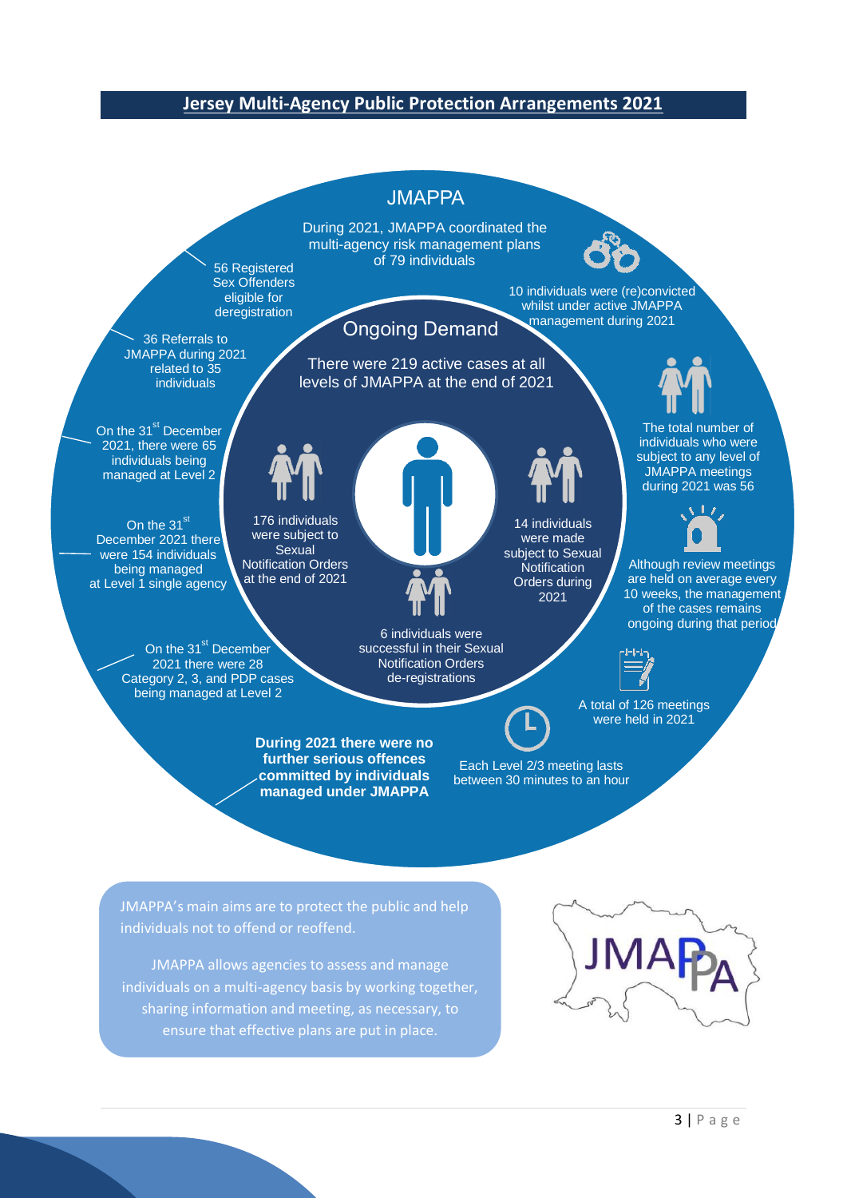## Jersey Multi-Agency Public Protection Arrangements 2021

### JMAPPA

During 2021, JMAPPA coordinated the multi-agency risk management plans of 79 individuals

10 individuals were (re)convicted whilst under active JMAPPA management during 2021

56 Registered Sex Offenders eligible for deregistration

36 Referrals to JMAPPA during 2021 related to 35 individuals

On the 31st December 2021, there were 65 individuals being managed at Level 2

On the 31st December 2021 there were 154 individuals being managed at Level 1 single agency

On the 31st December 2021 there were 28 Category 2, 3, and PDP cases being managed at Level 2

The total number of individuals who were subject to any level of JMAPPA meetings during 2021 was 56

Although review meetings are held on average every 10 weeks, the management of the cases remains ongoing during that period

A total of 126 meetings were held in 2021

Each Level 2/3 meeting lasts between 30 minutes to an hour

**During 2021 there were no further serious offences committed by individuals managed under JMAPPA**

### Ongoing Demand

There were 219 active cases at all levels of JMAPPA at the end of 2021

176 individuals were subject to Sexual Notification Orders at the end of 2021

14 individuals were made subject to Sexual Notification Orders during 2021

6 individuals were successful in their Sexual Notification Orders de-registrations

JMAPPA's main aims are to protect the public and help individuals not to offend or reoffend.

JMAPPA allows agencies to assess and manage individuals on a multi-agency basis by working together, sharing information and meeting, as necessary, to ensure that effective plans are put in place.

JMAPPA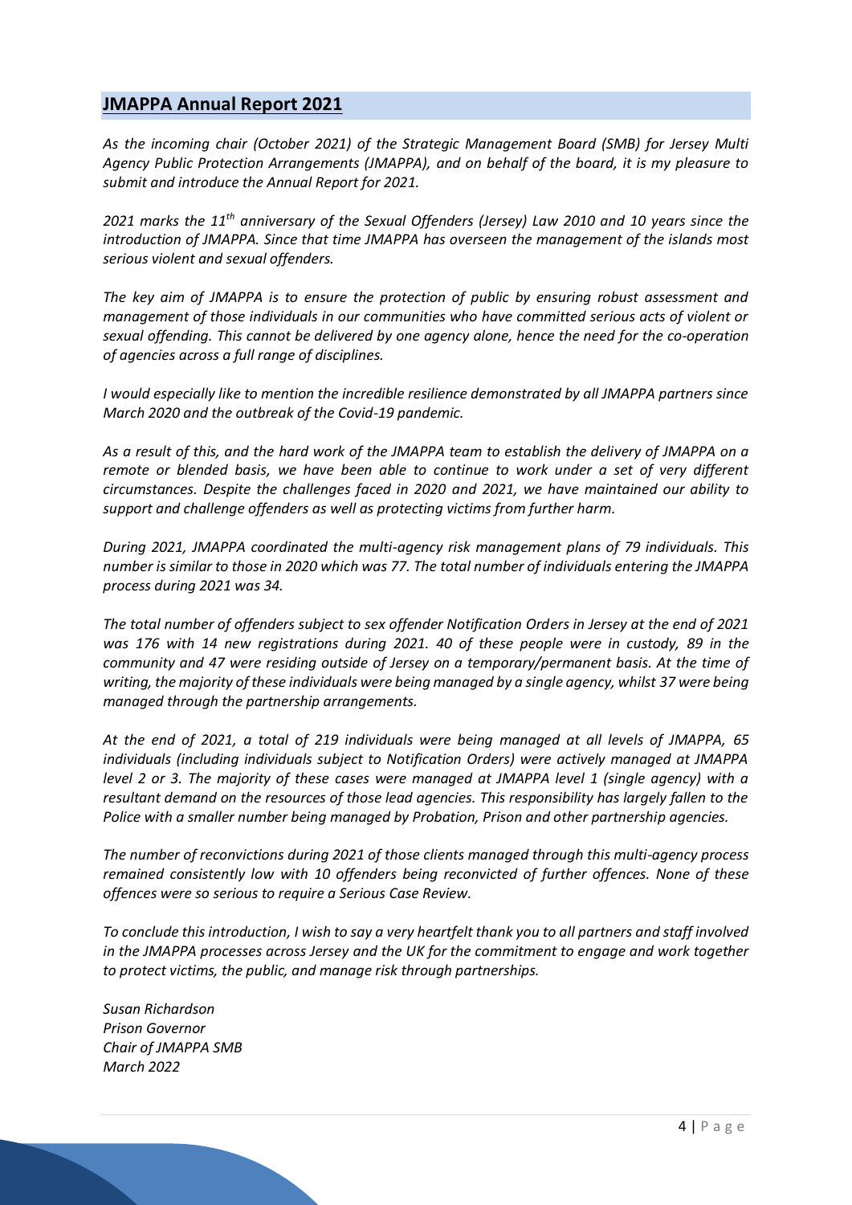## JMAPPA Annual Report 2021

*As the incoming chair (October 2021) of the Strategic Management Board (SMB) for Jersey Multi Agency Public Protection Arrangements (JMAPPA), and on behalf of the board, it is my pleasure to submit and introduce the Annual Report for 2021.*

*2021 marks the 11th anniversary of the Sexual Offenders (Jersey) Law 2010 and 10 years since the introduction of JMAPPA. Since that time JMAPPA has overseen the management of the islands most serious violent and sexual offenders.*

*The key aim of JMAPPA is to ensure the protection of public by ensuring robust assessment and management of those individuals in our communities who have committed serious acts of violent or sexual offending. This cannot be delivered by one agency alone, hence the need for the co-operation of agencies across a full range of disciplines.*

*I would especially like to mention the incredible resilience demonstrated by all JMAPPA partners since March 2020 and the outbreak of the Covid-19 pandemic.*

*As a result of this, and the hard work of the JMAPPA team to establish the delivery of JMAPPA on a remote or blended basis, we have been able to continue to work under a set of very different circumstances. Despite the challenges faced in 2020 and 2021, we have maintained our ability to support and challenge offenders as well as protecting victims from further harm.*

*During 2021, JMAPPA coordinated the multi-agency risk management plans of 79 individuals. This number is similar to those in 2020 which was 77. The total number of individuals entering the JMAPPA process during 2021 was 34.*

*The total number of offenders subject to sex offender Notification Orders in Jersey at the end of 2021 was 176 with 14 new registrations during 2021. 40 of these people were in custody, 89 in the community and 47 were residing outside of Jersey on a temporary/permanent basis. At the time of writing, the majority of these individuals were being managed by a single agency, whilst 37 were being managed through the partnership arrangements.*

*At the end of 2021, a total of 219 individuals were being managed at all levels of JMAPPA, 65 individuals (including individuals subject to Notification Orders) were actively managed at JMAPPA level 2 or 3. The majority of these cases were managed at JMAPPA level 1 (single agency) with a resultant demand on the resources of those lead agencies. This responsibility has largely fallen to the Police with a smaller number being managed by Probation, Prison and other partnership agencies.*

*The number of reconvictions during 2021 of those clients managed through this multi-agency process remained consistently low with 10 offenders being reconvicted of further offences. None of these offences were so serious to require a Serious Case Review.*

*To conclude this introduction, I wish to say a very heartfelt thank you to all partners and staff involved in the JMAPPA processes across Jersey and the UK for the commitment to engage and work together to protect victims, the public, and manage risk through partnerships.*

*Susan Richardson*
*Prison Governor*
*Chair of JMAPPA SMB*
*March 2022*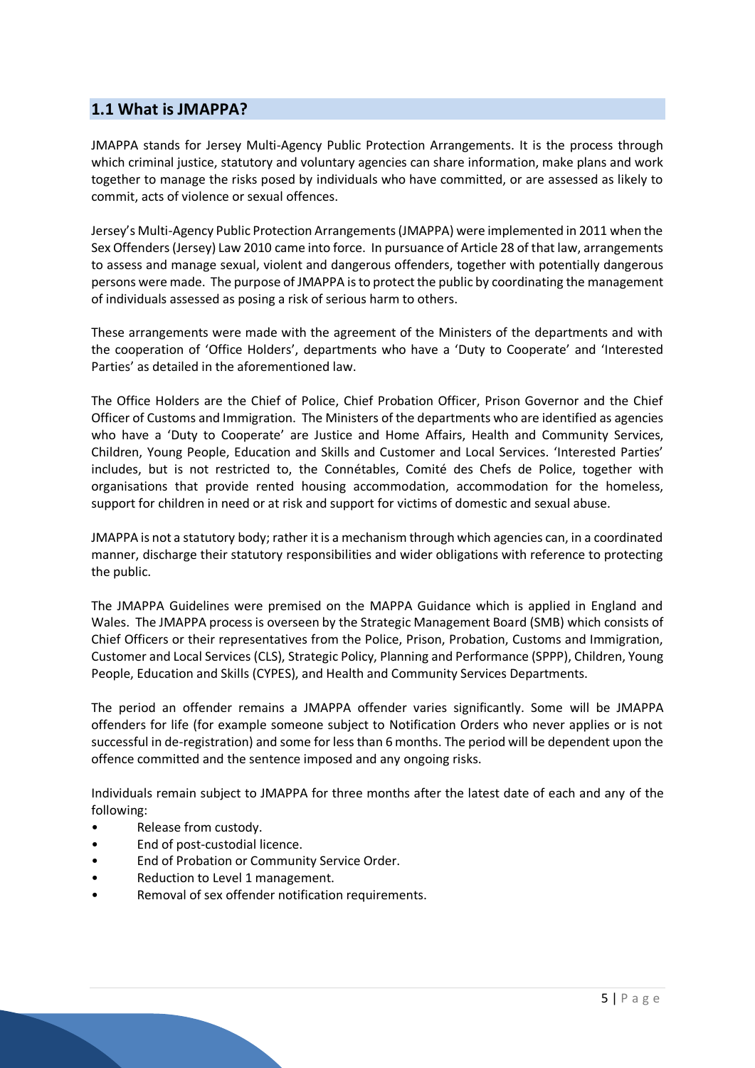## 1.1 What is JMAPPA?

JMAPPA stands for Jersey Multi-Agency Public Protection Arrangements. It is the process through which criminal justice, statutory and voluntary agencies can share information, make plans and work together to manage the risks posed by individuals who have committed, or are assessed as likely to commit, acts of violence or sexual offences.

Jersey's Multi-Agency Public Protection Arrangements (JMAPPA) were implemented in 2011 when the Sex Offenders (Jersey) Law 2010 came into force. In pursuance of Article 28 of that law, arrangements to assess and manage sexual, violent and dangerous offenders, together with potentially dangerous persons were made. The purpose of JMAPPA is to protect the public by coordinating the management of individuals assessed as posing a risk of serious harm to others.

These arrangements were made with the agreement of the Ministers of the departments and with the cooperation of 'Office Holders', departments who have a 'Duty to Cooperate' and 'Interested Parties' as detailed in the aforementioned law.

The Office Holders are the Chief of Police, Chief Probation Officer, Prison Governor and the Chief Officer of Customs and Immigration. The Ministers of the departments who are identified as agencies who have a 'Duty to Cooperate' are Justice and Home Affairs, Health and Community Services, Children, Young People, Education and Skills and Customer and Local Services. 'Interested Parties' includes, but is not restricted to, the Connétables, Comité des Chefs de Police, together with organisations that provide rented housing accommodation, accommodation for the homeless, support for children in need or at risk and support for victims of domestic and sexual abuse.

JMAPPA is not a statutory body; rather it is a mechanism through which agencies can, in a coordinated manner, discharge their statutory responsibilities and wider obligations with reference to protecting the public.

The JMAPPA Guidelines were premised on the MAPPA Guidance which is applied in England and Wales. The JMAPPA process is overseen by the Strategic Management Board (SMB) which consists of Chief Officers or their representatives from the Police, Prison, Probation, Customs and Immigration, Customer and Local Services (CLS), Strategic Policy, Planning and Performance (SPPP), Children, Young People, Education and Skills (CYPES), and Health and Community Services Departments.

The period an offender remains a JMAPPA offender varies significantly. Some will be JMAPPA offenders for life (for example someone subject to Notification Orders who never applies or is not successful in de-registration) and some for less than 6 months. The period will be dependent upon the offence committed and the sentence imposed and any ongoing risks.

Individuals remain subject to JMAPPA for three months after the latest date of each and any of the following:

- Release from custody.
- End of post-custodial licence.
- End of Probation or Community Service Order.
- Reduction to Level 1 management.
- Removal of sex offender notification requirements.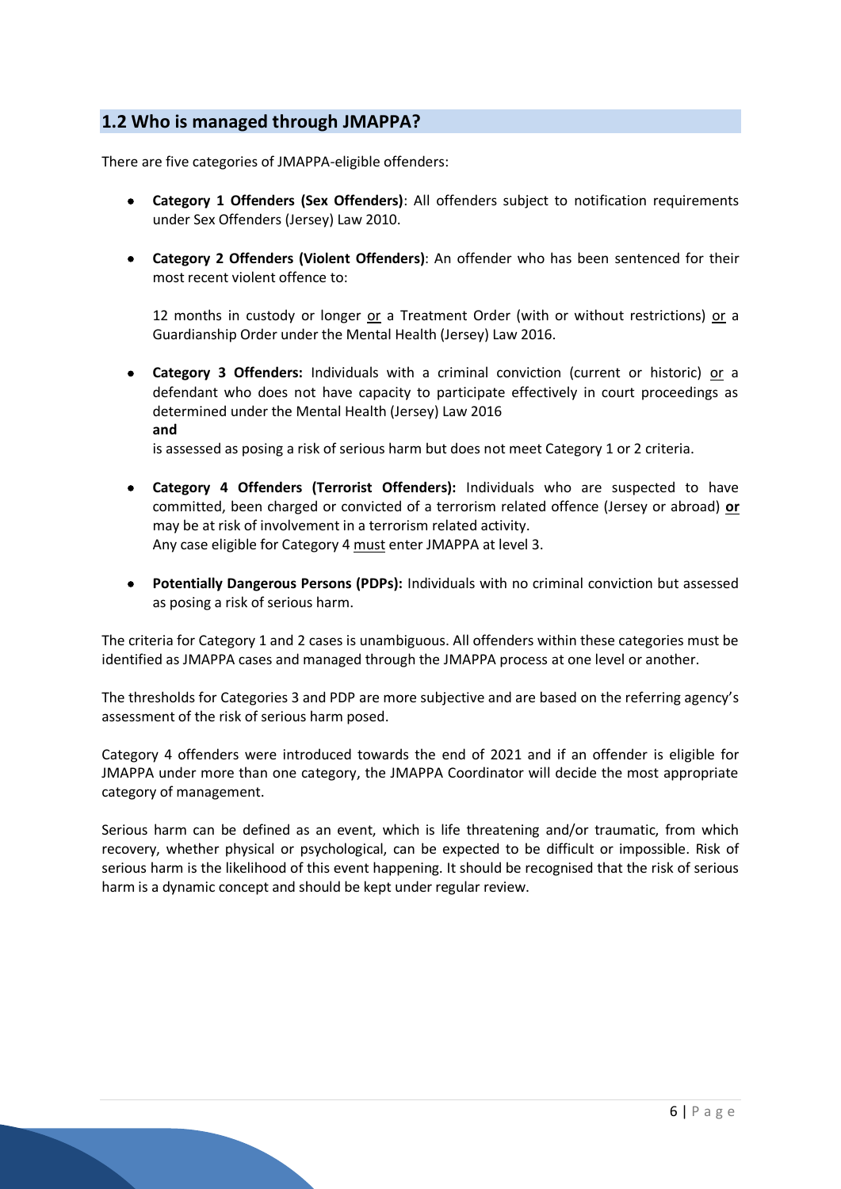## 1.2 Who is managed through JMAPPA?

There are five categories of JMAPPA-eligible offenders:

- **Category 1 Offenders (Sex Offenders)**: All offenders subject to notification requirements under Sex Offenders (Jersey) Law 2010.
- **Category 2 Offenders (Violent Offenders)**: An offender who has been sentenced for their most recent violent offence to:

  12 months in custody or longer <u>or</u> a Treatment Order (with or without restrictions) <u>or</u> a Guardianship Order under the Mental Health (Jersey) Law 2016.

- **Category 3 Offenders:** Individuals with a criminal conviction (current or historic) <u>or</u> a defendant who does not have capacity to participate effectively in court proceedings as determined under the Mental Health (Jersey) Law 2016
  **and**
  is assessed as posing a risk of serious harm but does not meet Category 1 or 2 criteria.
- **Category 4 Offenders (Terrorist Offenders):** Individuals who are suspected to have committed, been charged or convicted of a terrorism related offence (Jersey or abroad) <u>**or**</u> may be at risk of involvement in a terrorism related activity.
  Any case eligible for Category 4 <u>must</u> enter JMAPPA at level 3.
- **Potentially Dangerous Persons (PDPs):** Individuals with no criminal conviction but assessed as posing a risk of serious harm.

The criteria for Category 1 and 2 cases is unambiguous. All offenders within these categories must be identified as JMAPPA cases and managed through the JMAPPA process at one level or another.

The thresholds for Categories 3 and PDP are more subjective and are based on the referring agency's assessment of the risk of serious harm posed.

Category 4 offenders were introduced towards the end of 2021 and if an offender is eligible for JMAPPA under more than one category, the JMAPPA Coordinator will decide the most appropriate category of management.

Serious harm can be defined as an event, which is life threatening and/or traumatic, from which recovery, whether physical or psychological, can be expected to be difficult or impossible. Risk of serious harm is the likelihood of this event happening. It should be recognised that the risk of serious harm is a dynamic concept and should be kept under regular review.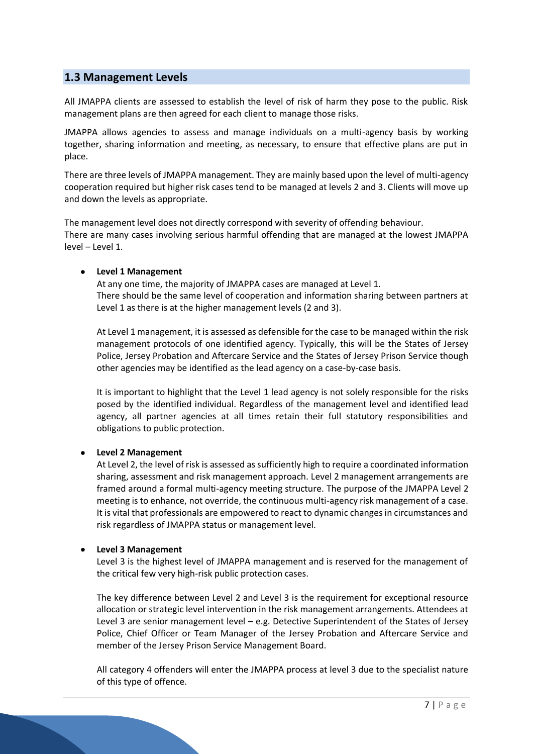## 1.3 Management Levels

All JMAPPA clients are assessed to establish the level of risk of harm they pose to the public. Risk management plans are then agreed for each client to manage those risks.

JMAPPA allows agencies to assess and manage individuals on a multi-agency basis by working together, sharing information and meeting, as necessary, to ensure that effective plans are put in place.

There are three levels of JMAPPA management. They are mainly based upon the level of multi-agency cooperation required but higher risk cases tend to be managed at levels 2 and 3. Clients will move up and down the levels as appropriate.

The management level does not directly correspond with severity of offending behaviour.
There are many cases involving serious harmful offending that are managed at the lowest JMAPPA level – Level 1.

- **Level 1 Management**
  At any one time, the majority of JMAPPA cases are managed at Level 1.
  There should be the same level of cooperation and information sharing between partners at Level 1 as there is at the higher management levels (2 and 3).

  At Level 1 management, it is assessed as defensible for the case to be managed within the risk management protocols of one identified agency. Typically, this will be the States of Jersey Police, Jersey Probation and Aftercare Service and the States of Jersey Prison Service though other agencies may be identified as the lead agency on a case-by-case basis.

  It is important to highlight that the Level 1 lead agency is not solely responsible for the risks posed by the identified individual. Regardless of the management level and identified lead agency, all partner agencies at all times retain their full statutory responsibilities and obligations to public protection.

- **Level 2 Management**
  At Level 2, the level of risk is assessed as sufficiently high to require a coordinated information sharing, assessment and risk management approach. Level 2 management arrangements are framed around a formal multi-agency meeting structure. The purpose of the JMAPPA Level 2 meeting is to enhance, not override, the continuous multi-agency risk management of a case. It is vital that professionals are empowered to react to dynamic changes in circumstances and risk regardless of JMAPPA status or management level.

- **Level 3 Management**
  Level 3 is the highest level of JMAPPA management and is reserved for the management of the critical few very high-risk public protection cases.

  The key difference between Level 2 and Level 3 is the requirement for exceptional resource allocation or strategic level intervention in the risk management arrangements. Attendees at Level 3 are senior management level – e.g. Detective Superintendent of the States of Jersey Police, Chief Officer or Team Manager of the Jersey Probation and Aftercare Service and member of the Jersey Prison Service Management Board.

  All category 4 offenders will enter the JMAPPA process at level 3 due to the specialist nature of this type of offence.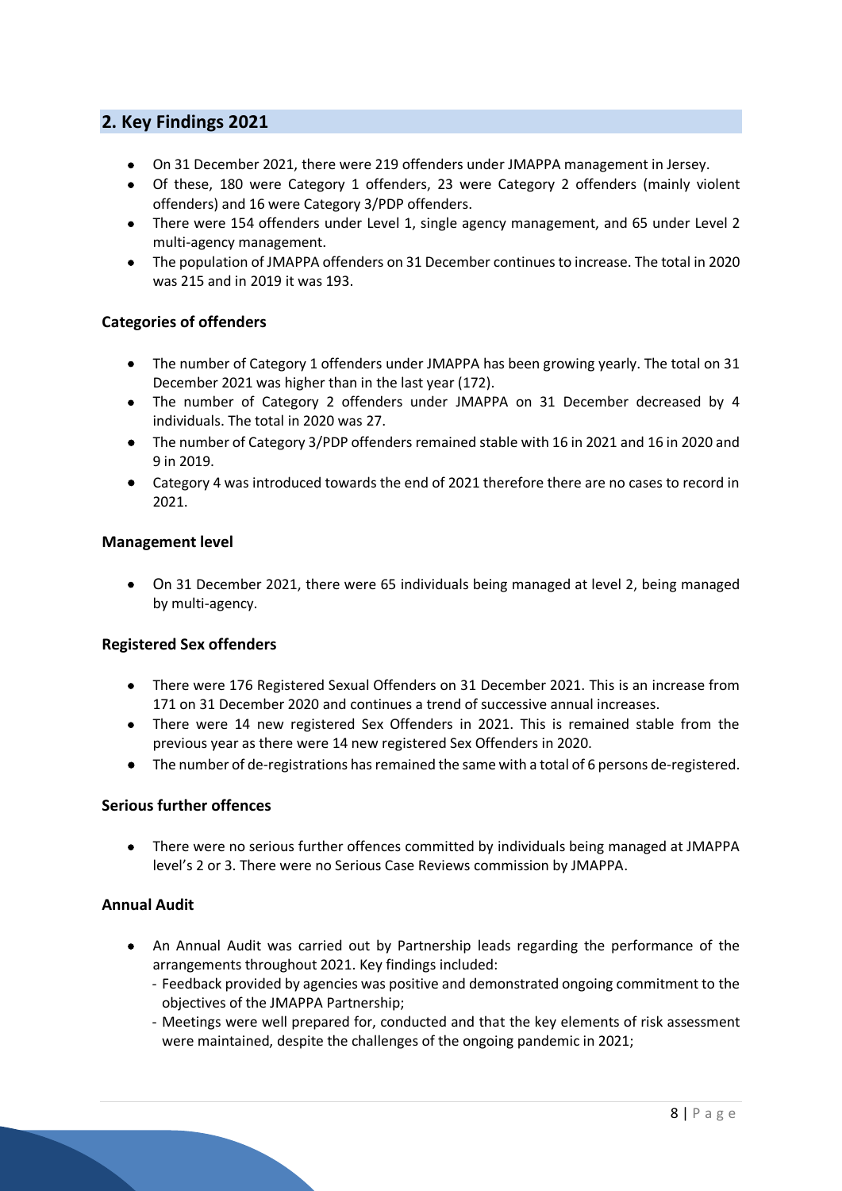## 2. Key Findings 2021

- On 31 December 2021, there were 219 offenders under JMAPPA management in Jersey.
- Of these, 180 were Category 1 offenders, 23 were Category 2 offenders (mainly violent offenders) and 16 were Category 3/PDP offenders.
- There were 154 offenders under Level 1, single agency management, and 65 under Level 2 multi-agency management.
- The population of JMAPPA offenders on 31 December continues to increase. The total in 2020 was 215 and in 2019 it was 193.

### Categories of offenders

- The number of Category 1 offenders under JMAPPA has been growing yearly. The total on 31 December 2021 was higher than in the last year (172).
- The number of Category 2 offenders under JMAPPA on 31 December decreased by 4 individuals. The total in 2020 was 27.
- The number of Category 3/PDP offenders remained stable with 16 in 2021 and 16 in 2020 and 9 in 2019.
- Category 4 was introduced towards the end of 2021 therefore there are no cases to record in 2021.

### Management level

- On 31 December 2021, there were 65 individuals being managed at level 2, being managed by multi-agency.

### Registered Sex offenders

- There were 176 Registered Sexual Offenders on 31 December 2021. This is an increase from 171 on 31 December 2020 and continues a trend of successive annual increases.
- There were 14 new registered Sex Offenders in 2021. This is remained stable from the previous year as there were 14 new registered Sex Offenders in 2020.
- The number of de-registrations has remained the same with a total of 6 persons de-registered.

### Serious further offences

- There were no serious further offences committed by individuals being managed at JMAPPA level's 2 or 3. There were no Serious Case Reviews commission by JMAPPA.

### Annual Audit

- An Annual Audit was carried out by Partnership leads regarding the performance of the arrangements throughout 2021. Key findings included:
  - Feedback provided by agencies was positive and demonstrated ongoing commitment to the objectives of the JMAPPA Partnership;
  - Meetings were well prepared for, conducted and that the key elements of risk assessment were maintained, despite the challenges of the ongoing pandemic in 2021;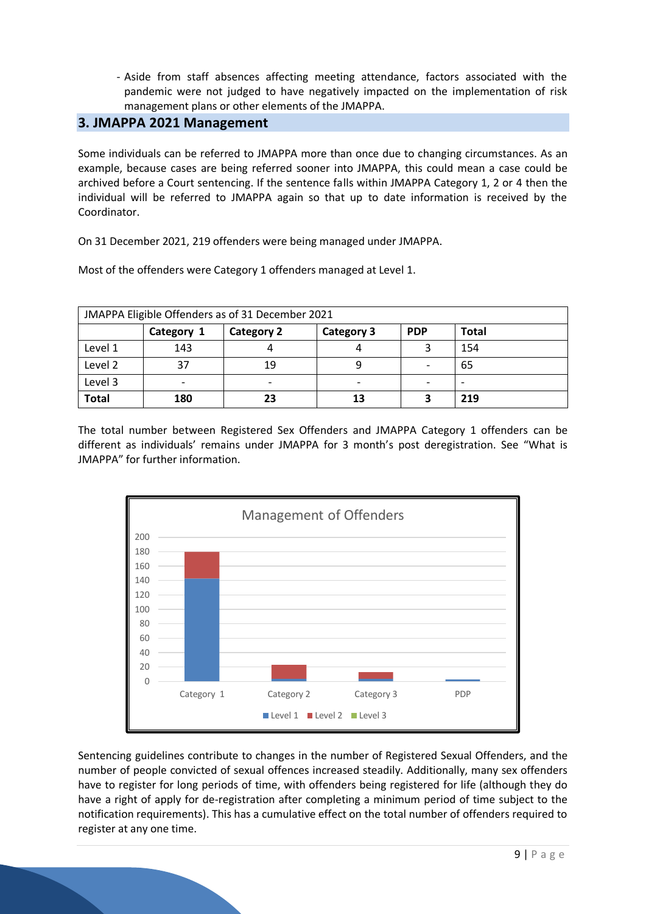- Aside from staff absences affecting meeting attendance, factors associated with the pandemic were not judged to have negatively impacted on the implementation of risk management plans or other elements of the JMAPPA.

## 3. JMAPPA 2021 Management

Some individuals can be referred to JMAPPA more than once due to changing circumstances. As an example, because cases are being referred sooner into JMAPPA, this could mean a case could be archived before a Court sentencing. If the sentence falls within JMAPPA Category 1, 2 or 4 then the individual will be referred to JMAPPA again so that up to date information is received by the Coordinator.

On 31 December 2021, 219 offenders were being managed under JMAPPA.

Most of the offenders were Category 1 offenders managed at Level 1.

| JMAPPA Eligible Offenders as of 31 December 2021 | | | | | |
|---|---|---|---|---|---|
| | **Category 1** | **Category 2** | **Category 3** | **PDP** | **Total** |
| Level 1 | 143 | 4 | 4 | 3 | 154 |
| Level 2 | 37 | 19 | 9 | - | 65 |
| Level 3 | - | - | - | - | - |
| **Total** | **180** | **23** | **13** | **3** | **219** |

The total number between Registered Sex Offenders and JMAPPA Category 1 offenders can be different as individuals' remains under JMAPPA for 3 month's post deregistration. See "What is JMAPPA" for further information.

Management of Offenders

| | Level 1 | Level 2 | Level 3 |
|---|---|---|---|
| Category 1 | 143 | 37 | |
| Category 2 | 4 | 19 | |
| Category 3 | 4 | 9 | |
| PDP | 3 | | |

Sentencing guidelines contribute to changes in the number of Registered Sexual Offenders, and the number of people convicted of sexual offences increased steadily. Additionally, many sex offenders have to register for long periods of time, with offenders being registered for life (although they do have a right of apply for de-registration after completing a minimum period of time subject to the notification requirements). This has a cumulative effect on the total number of offenders required to register at any one time.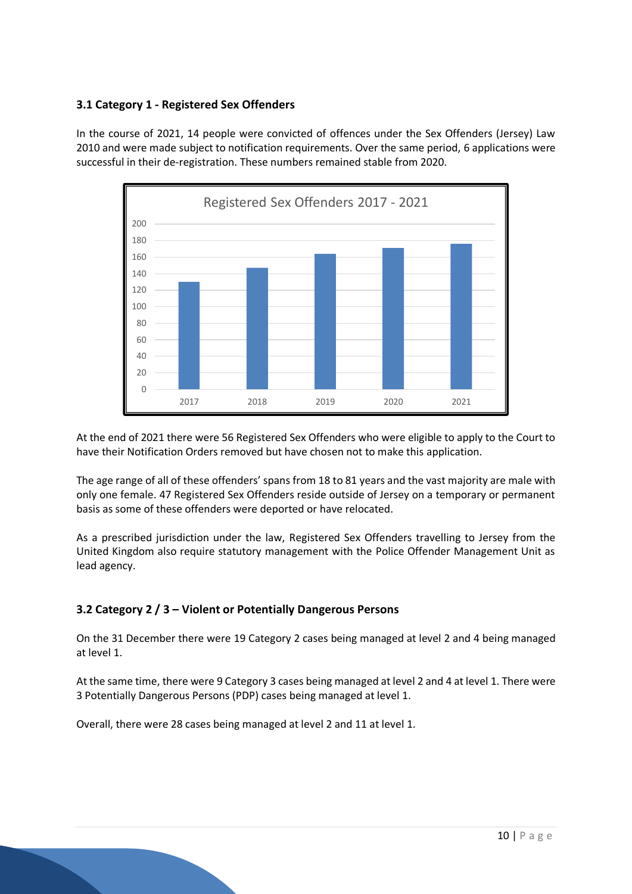### 3.1 Category 1 - Registered Sex Offenders

In the course of 2021, 14 people were convicted of offences under the Sex Offenders (Jersey) Law 2010 and were made subject to notification requirements. Over the same period, 6 applications were successful in their de-registration. These numbers remained stable from 2020.

At the end of 2021 there were 56 Registered Sex Offenders who were eligible to apply to the Court to have their Notification Orders removed but have chosen not to make this application.

The age range of all of these offenders' spans from 18 to 81 years and the vast majority are male with only one female. 47 Registered Sex Offenders reside outside of Jersey on a temporary or permanent basis as some of these offenders were deported or have relocated.

As a prescribed jurisdiction under the law, Registered Sex Offenders travelling to Jersey from the United Kingdom also require statutory management with the Police Offender Management Unit as lead agency.

### 3.2 Category 2 / 3 – Violent or Potentially Dangerous Persons

On the 31 December there were 19 Category 2 cases being managed at level 2 and 4 being managed at level 1.

At the same time, there were 9 Category 3 cases being managed at level 2 and 4 at level 1. There were 3 Potentially Dangerous Persons (PDP) cases being managed at level 1.

Overall, there were 28 cases being managed at level 2 and 11 at level 1.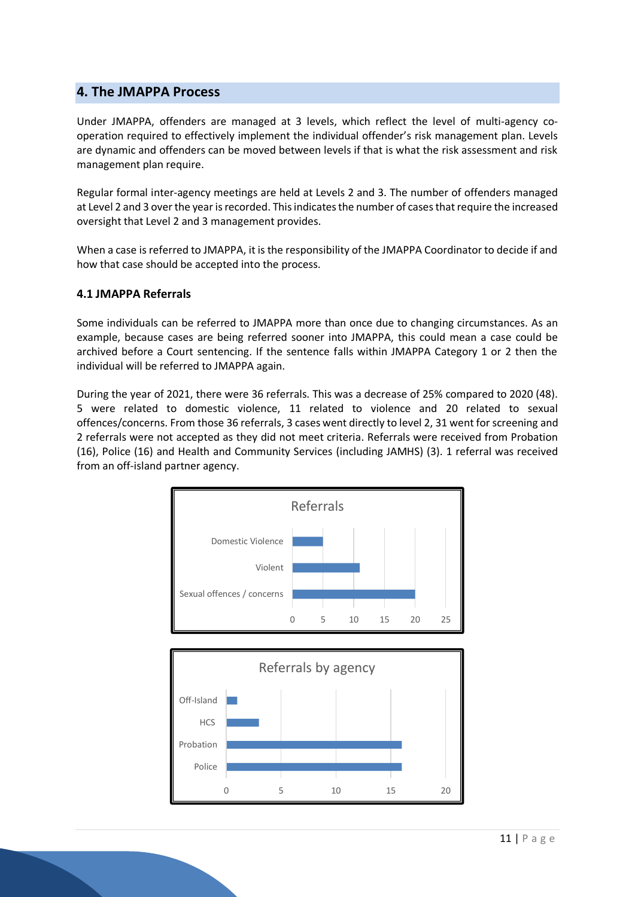## 4. The JMAPPA Process

Under JMAPPA, offenders are managed at 3 levels, which reflect the level of multi-agency co-operation required to effectively implement the individual offender's risk management plan. Levels are dynamic and offenders can be moved between levels if that is what the risk assessment and risk management plan require.

Regular formal inter-agency meetings are held at Levels 2 and 3. The number of offenders managed at Level 2 and 3 over the year is recorded. This indicates the number of cases that require the increased oversight that Level 2 and 3 management provides.

When a case is referred to JMAPPA, it is the responsibility of the JMAPPA Coordinator to decide if and how that case should be accepted into the process.

### 4.1 JMAPPA Referrals

Some individuals can be referred to JMAPPA more than once due to changing circumstances. As an example, because cases are being referred sooner into JMAPPA, this could mean a case could be archived before a Court sentencing. If the sentence falls within JMAPPA Category 1 or 2 then the individual will be referred to JMAPPA again.

During the year of 2021, there were 36 referrals. This was a decrease of 25% compared to 2020 (48). 5 were related to domestic violence, 11 related to violence and 20 related to sexual offences/concerns. From those 36 referrals, 3 cases went directly to level 2, 31 went for screening and 2 referrals were not accepted as they did not meet criteria. Referrals were received from Probation (16), Police (16) and Health and Community Services (including JAMHS) (3). 1 referral was received from an off-island partner agency.

**Referrals**

| Category | Referrals |
|---|---|
| Domestic Violence | 5 |
| Violent | 11 |
| Sexual offences / concerns | 20 |

**Referrals by agency**

| Agency | Referrals |
|---|---|
| Off-Island | 1 |
| HCS | 3 |
| Probation | 16 |
| Police | 16 |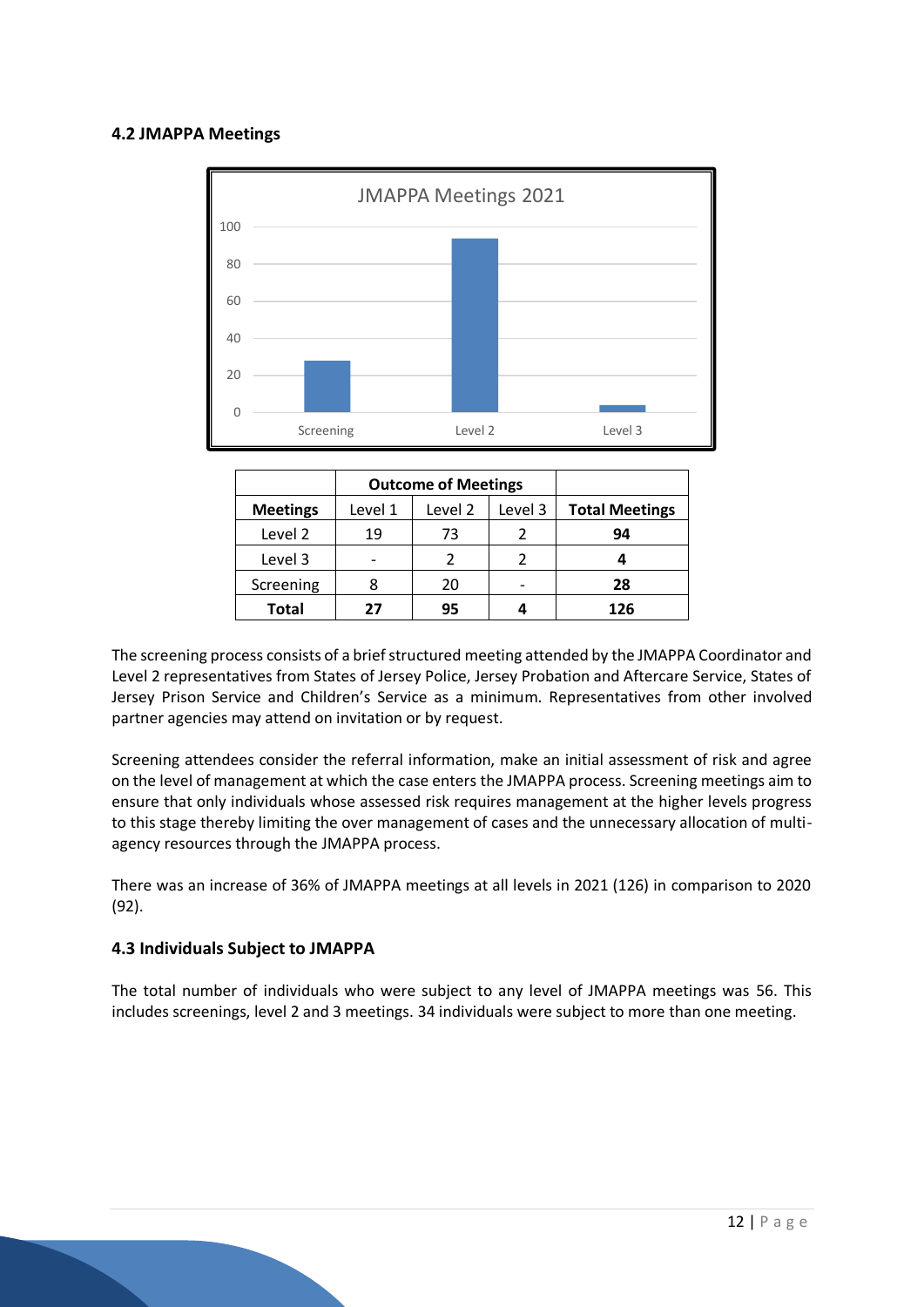### 4.2 JMAPPA Meetings

|  | Outcome of Meetings | | | |
|---|---|---|---|---|
| **Meetings** | Level 1 | Level 2 | Level 3 | **Total Meetings** |
| Level 2 | 19 | 73 | 2 | **94** |
| Level 3 | - | 2 | 2 | **4** |
| Screening | 8 | 20 | - | **28** |
| **Total** | **27** | **95** | **4** | **126** |

The screening process consists of a brief structured meeting attended by the JMAPPA Coordinator and Level 2 representatives from States of Jersey Police, Jersey Probation and Aftercare Service, States of Jersey Prison Service and Children's Service as a minimum. Representatives from other involved partner agencies may attend on invitation or by request.

Screening attendees consider the referral information, make an initial assessment of risk and agree on the level of management at which the case enters the JMAPPA process. Screening meetings aim to ensure that only individuals whose assessed risk requires management at the higher levels progress to this stage thereby limiting the over management of cases and the unnecessary allocation of multi-agency resources through the JMAPPA process.

There was an increase of 36% of JMAPPA meetings at all levels in 2021 (126) in comparison to 2020 (92).

### 4.3 Individuals Subject to JMAPPA

The total number of individuals who were subject to any level of JMAPPA meetings was 56. This includes screenings, level 2 and 3 meetings. 34 individuals were subject to more than one meeting.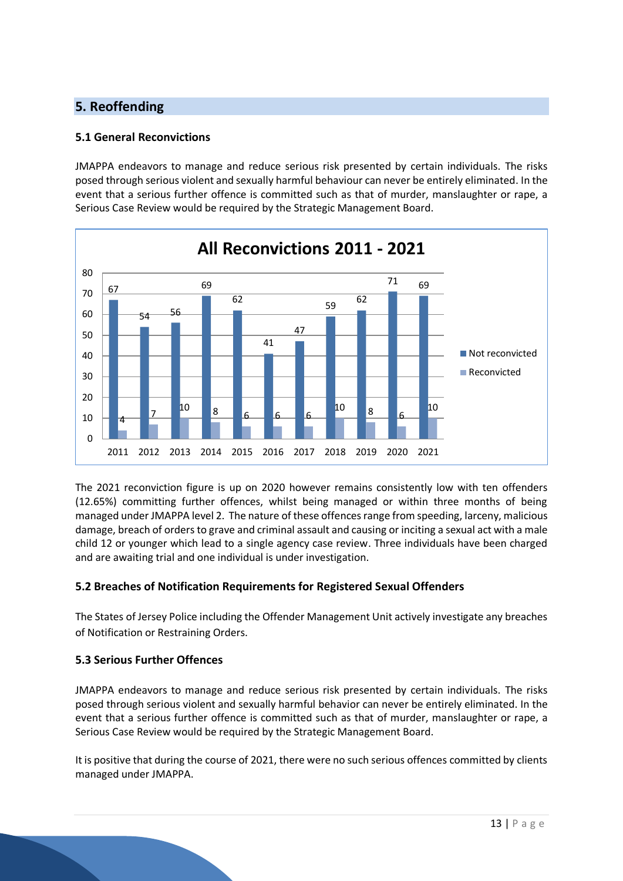## 5. Reoffending

### 5.1 General Reconvictions

JMAPPA endeavors to manage and reduce serious risk presented by certain individuals. The risks posed through serious violent and sexually harmful behaviour can never be entirely eliminated. In the event that a serious further offence is committed such as that of murder, manslaughter or rape, a Serious Case Review would be required by the Strategic Management Board.

**All Reconvictions 2011 - 2021**

| | 2011 | 2012 | 2013 | 2014 | 2015 | 2016 | 2017 | 2018 | 2019 | 2020 | 2021 |
|---|---|---|---|---|---|---|---|---|---|---|---|
| Not reconvicted | 67 | 54 | 56 | 69 | 62 | 41 | 47 | 59 | 62 | 71 | 69 |
| Reconvicted | 4 | 7 | 10 | 8 | 6 | 6 | 6 | 10 | 8 | 6 | 10 |

The 2021 reconviction figure is up on 2020 however remains consistently low with ten offenders (12.65%) committing further offences, whilst being managed or within three months of being managed under JMAPPA level 2. The nature of these offences range from speeding, larceny, malicious damage, breach of orders to grave and criminal assault and causing or inciting a sexual act with a male child 12 or younger which lead to a single agency case review. Three individuals have been charged and are awaiting trial and one individual is under investigation.

### 5.2 Breaches of Notification Requirements for Registered Sexual Offenders

The States of Jersey Police including the Offender Management Unit actively investigate any breaches of Notification or Restraining Orders.

### 5.3 Serious Further Offences

JMAPPA endeavors to manage and reduce serious risk presented by certain individuals. The risks posed through serious violent and sexually harmful behavior can never be entirely eliminated. In the event that a serious further offence is committed such as that of murder, manslaughter or rape, a Serious Case Review would be required by the Strategic Management Board.

It is positive that during the course of 2021, there were no such serious offences committed by clients managed under JMAPPA.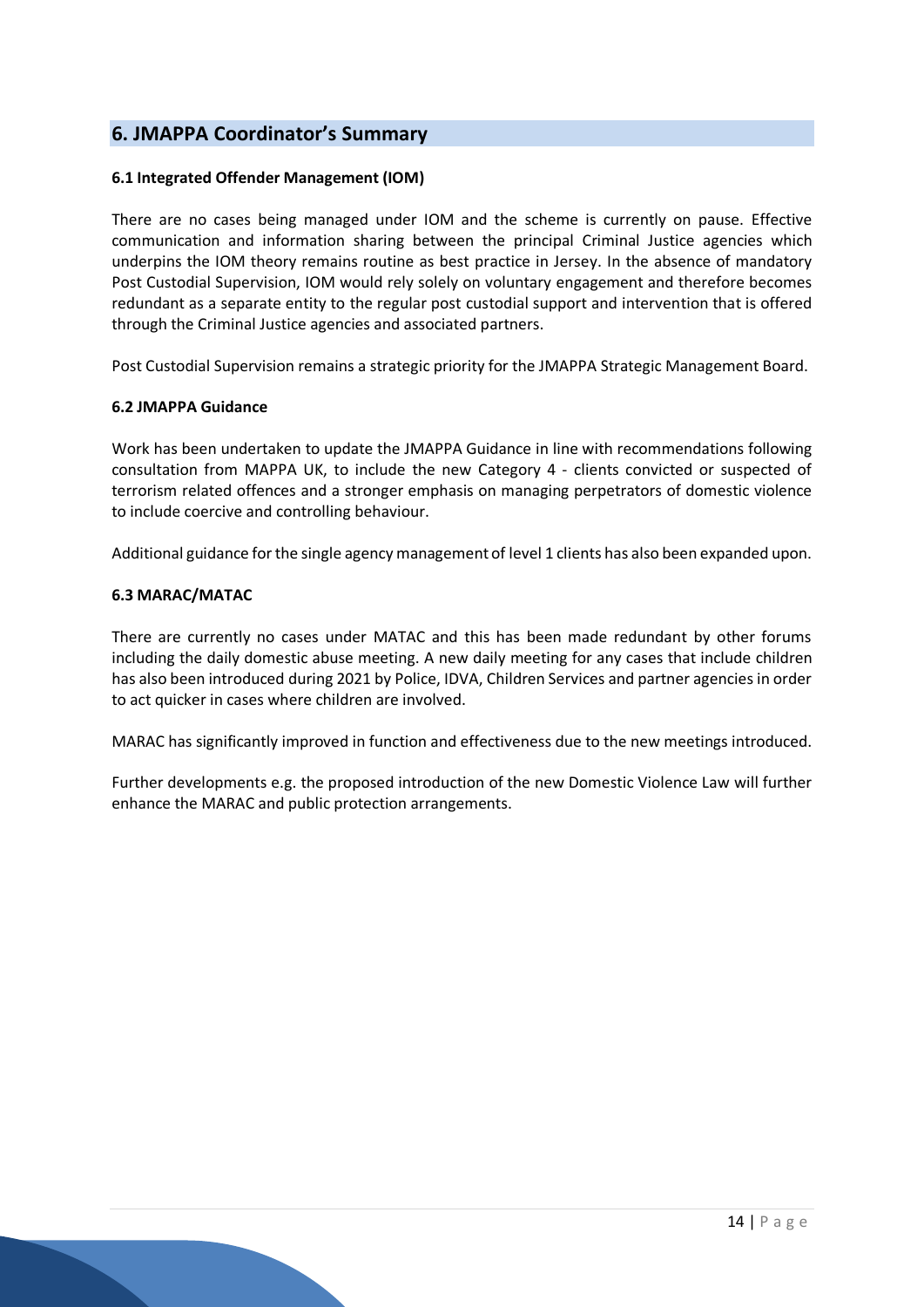## 6. JMAPPA Coordinator's Summary

### 6.1 Integrated Offender Management (IOM)

There are no cases being managed under IOM and the scheme is currently on pause. Effective communication and information sharing between the principal Criminal Justice agencies which underpins the IOM theory remains routine as best practice in Jersey. In the absence of mandatory Post Custodial Supervision, IOM would rely solely on voluntary engagement and therefore becomes redundant as a separate entity to the regular post custodial support and intervention that is offered through the Criminal Justice agencies and associated partners.

Post Custodial Supervision remains a strategic priority for the JMAPPA Strategic Management Board.

### 6.2 JMAPPA Guidance

Work has been undertaken to update the JMAPPA Guidance in line with recommendations following consultation from MAPPA UK, to include the new Category 4 - clients convicted or suspected of terrorism related offences and a stronger emphasis on managing perpetrators of domestic violence to include coercive and controlling behaviour.

Additional guidance for the single agency management of level 1 clients has also been expanded upon.

### 6.3 MARAC/MATAC

There are currently no cases under MATAC and this has been made redundant by other forums including the daily domestic abuse meeting. A new daily meeting for any cases that include children has also been introduced during 2021 by Police, IDVA, Children Services and partner agencies in order to act quicker in cases where children are involved.

MARAC has significantly improved in function and effectiveness due to the new meetings introduced.

Further developments e.g. the proposed introduction of the new Domestic Violence Law will further enhance the MARAC and public protection arrangements.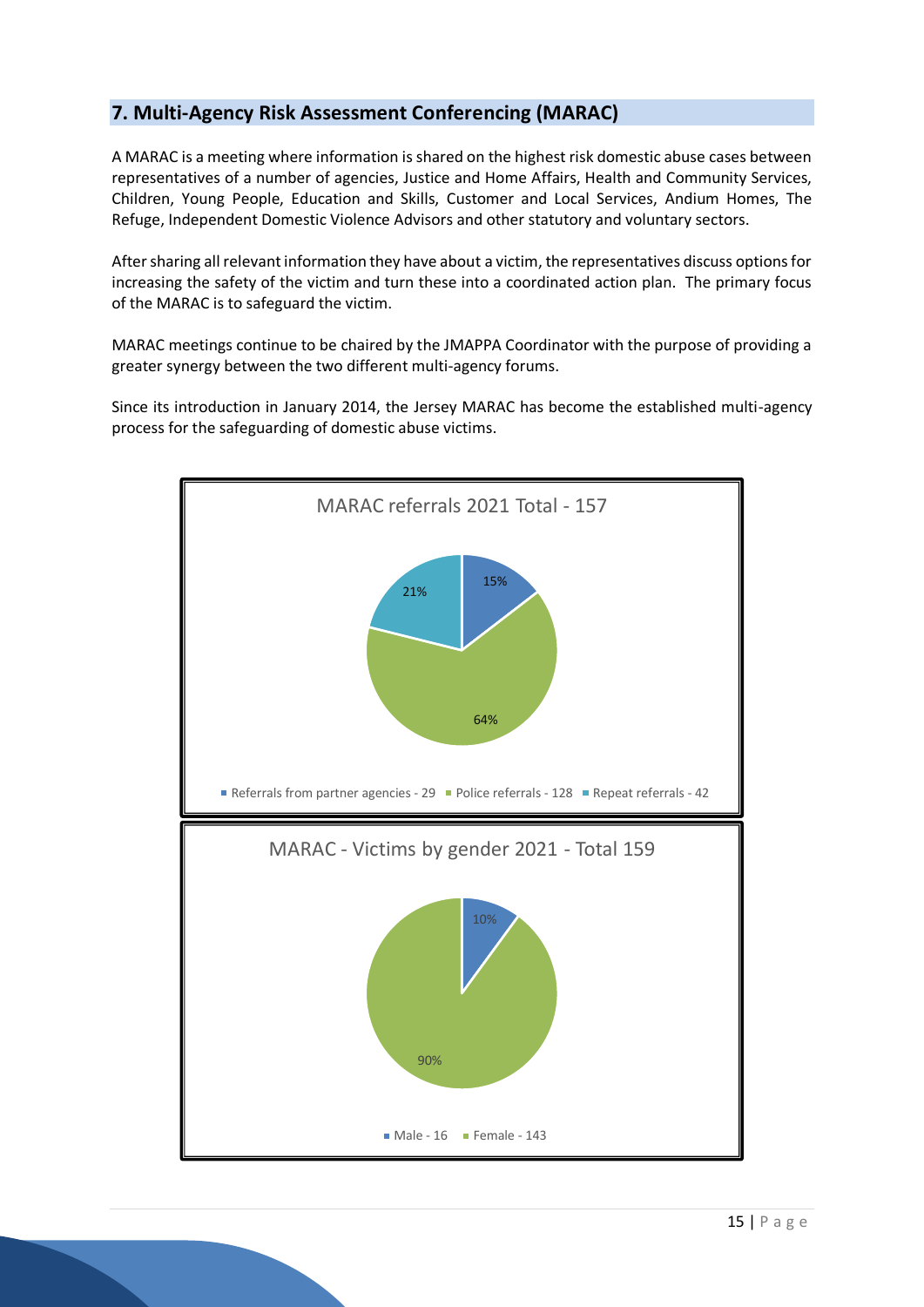## 7. Multi-Agency Risk Assessment Conferencing (MARAC)

A MARAC is a meeting where information is shared on the highest risk domestic abuse cases between representatives of a number of agencies, Justice and Home Affairs, Health and Community Services, Children, Young People, Education and Skills, Customer and Local Services, Andium Homes, The Refuge, Independent Domestic Violence Advisors and other statutory and voluntary sectors.

After sharing all relevant information they have about a victim, the representatives discuss options for increasing the safety of the victim and turn these into a coordinated action plan. The primary focus of the MARAC is to safeguard the victim.

MARAC meetings continue to be chaired by the JMAPPA Coordinator with the purpose of providing a greater synergy between the two different multi-agency forums.

Since its introduction in January 2014, the Jersey MARAC has become the established multi-agency process for the safeguarding of domestic abuse victims.

**MARAC referrals 2021 Total - 157**

| Category | Number | Percentage |
| --- | --- | --- |
| Referrals from partner agencies | 29 | 15% |
| Police referrals | 128 | 64% |
| Repeat referrals | 42 | 21% |

**MARAC - Victims by gender 2021 - Total 159**

| Gender | Number | Percentage |
| --- | --- | --- |
| Male | 16 | 10% |
| Female | 143 | 90% |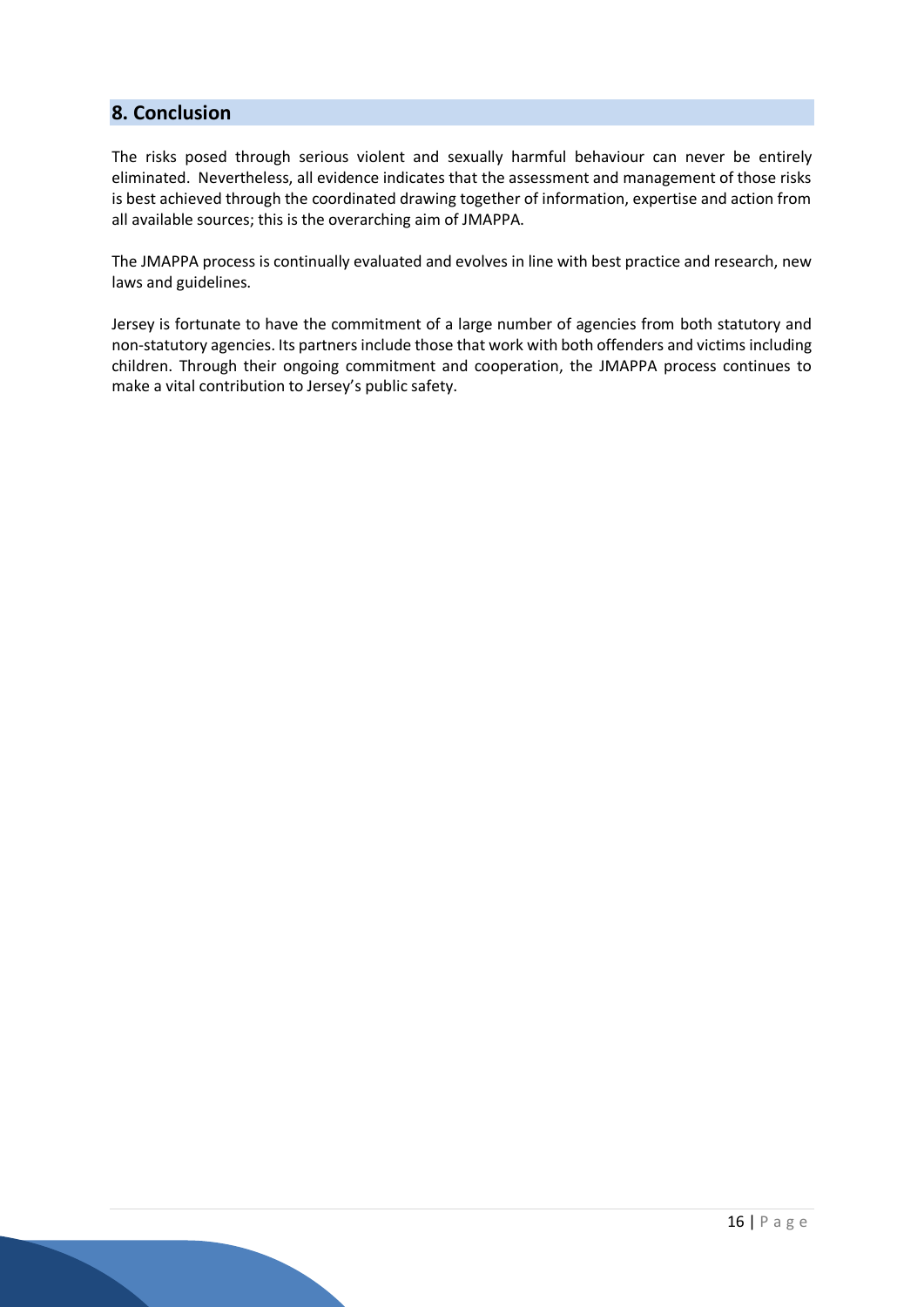## 8. Conclusion

The risks posed through serious violent and sexually harmful behaviour can never be entirely eliminated. Nevertheless, all evidence indicates that the assessment and management of those risks is best achieved through the coordinated drawing together of information, expertise and action from all available sources; this is the overarching aim of JMAPPA.

The JMAPPA process is continually evaluated and evolves in line with best practice and research, new laws and guidelines.

Jersey is fortunate to have the commitment of a large number of agencies from both statutory and non-statutory agencies. Its partners include those that work with both offenders and victims including children. Through their ongoing commitment and cooperation, the JMAPPA process continues to make a vital contribution to Jersey's public safety.